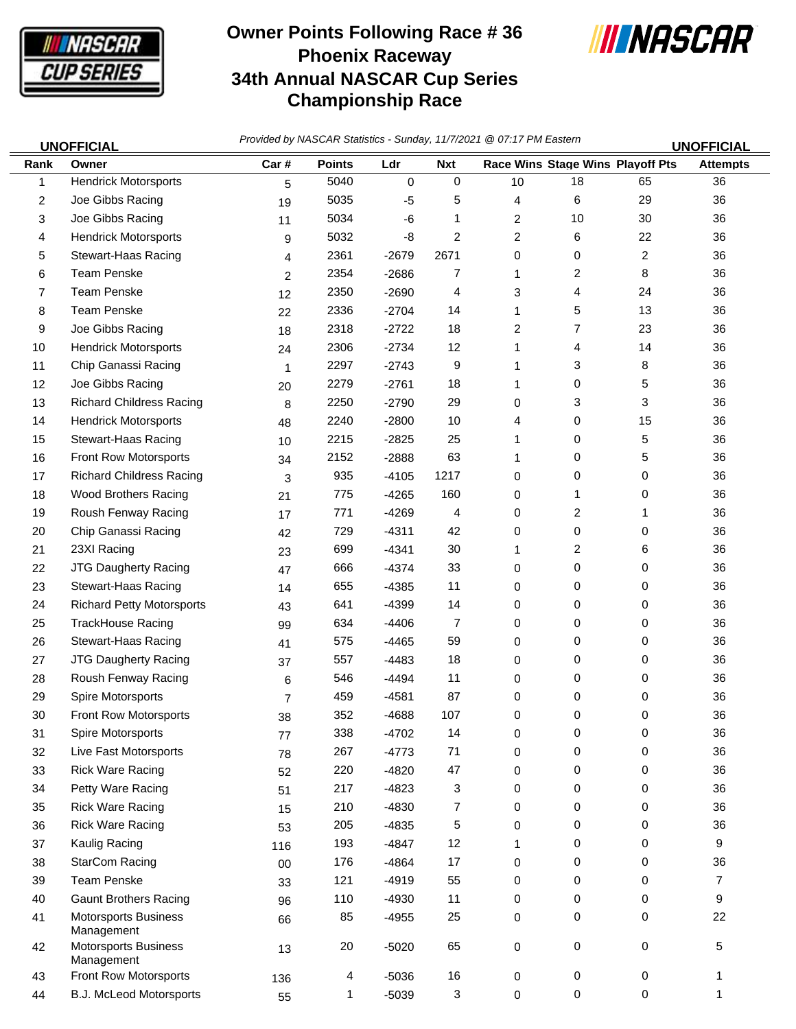# Owner Points Following Race # 36
# Phoenix Raceway
# 34th Annual NASCAR Cup Series Championship Race

**UNOFFICIAL**

*Provided by NASCAR Statistics - Sunday, 11/7/2021 @ 07:17 PM Eastern*

**UNOFFICIAL**

| Rank | Owner | Car # | Points | Ldr | Nxt | Race Wins | Stage Wins | Playoff Pts | Attempts |
|---|---|---|---|---|---|---|---|---|---|
| 1 | Hendrick Motorsports | 5 | 5040 | 0 | 0 | 10 | 18 | 65 | 36 |
| 2 | Joe Gibbs Racing | 19 | 5035 | -5 | 5 | 4 | 6 | 29 | 36 |
| 3 | Joe Gibbs Racing | 11 | 5034 | -6 | 1 | 2 | 10 | 30 | 36 |
| 4 | Hendrick Motorsports | 9 | 5032 | -8 | 2 | 2 | 6 | 22 | 36 |
| 5 | Stewart-Haas Racing | 4 | 2361 | -2679 | 2671 | 0 | 0 | 2 | 36 |
| 6 | Team Penske | 2 | 2354 | -2686 | 7 | 1 | 2 | 8 | 36 |
| 7 | Team Penske | 12 | 2350 | -2690 | 4 | 3 | 4 | 24 | 36 |
| 8 | Team Penske | 22 | 2336 | -2704 | 14 | 1 | 5 | 13 | 36 |
| 9 | Joe Gibbs Racing | 18 | 2318 | -2722 | 18 | 2 | 7 | 23 | 36 |
| 10 | Hendrick Motorsports | 24 | 2306 | -2734 | 12 | 1 | 4 | 14 | 36 |
| 11 | Chip Ganassi Racing | 1 | 2297 | -2743 | 9 | 1 | 3 | 8 | 36 |
| 12 | Joe Gibbs Racing | 20 | 2279 | -2761 | 18 | 1 | 0 | 5 | 36 |
| 13 | Richard Childress Racing | 8 | 2250 | -2790 | 29 | 0 | 3 | 3 | 36 |
| 14 | Hendrick Motorsports | 48 | 2240 | -2800 | 10 | 4 | 0 | 15 | 36 |
| 15 | Stewart-Haas Racing | 10 | 2215 | -2825 | 25 | 1 | 0 | 5 | 36 |
| 16 | Front Row Motorsports | 34 | 2152 | -2888 | 63 | 1 | 0 | 5 | 36 |
| 17 | Richard Childress Racing | 3 | 935 | -4105 | 1217 | 0 | 0 | 0 | 36 |
| 18 | Wood Brothers Racing | 21 | 775 | -4265 | 160 | 0 | 1 | 0 | 36 |
| 19 | Roush Fenway Racing | 17 | 771 | -4269 | 4 | 0 | 2 | 1 | 36 |
| 20 | Chip Ganassi Racing | 42 | 729 | -4311 | 42 | 0 | 0 | 0 | 36 |
| 21 | 23XI Racing | 23 | 699 | -4341 | 30 | 1 | 2 | 6 | 36 |
| 22 | JTG Daugherty Racing | 47 | 666 | -4374 | 33 | 0 | 0 | 0 | 36 |
| 23 | Stewart-Haas Racing | 14 | 655 | -4385 | 11 | 0 | 0 | 0 | 36 |
| 24 | Richard Petty Motorsports | 43 | 641 | -4399 | 14 | 0 | 0 | 0 | 36 |
| 25 | TrackHouse Racing | 99 | 634 | -4406 | 7 | 0 | 0 | 0 | 36 |
| 26 | Stewart-Haas Racing | 41 | 575 | -4465 | 59 | 0 | 0 | 0 | 36 |
| 27 | JTG Daugherty Racing | 37 | 557 | -4483 | 18 | 0 | 0 | 0 | 36 |
| 28 | Roush Fenway Racing | 6 | 546 | -4494 | 11 | 0 | 0 | 0 | 36 |
| 29 | Spire Motorsports | 7 | 459 | -4581 | 87 | 0 | 0 | 0 | 36 |
| 30 | Front Row Motorsports | 38 | 352 | -4688 | 107 | 0 | 0 | 0 | 36 |
| 31 | Spire Motorsports | 77 | 338 | -4702 | 14 | 0 | 0 | 0 | 36 |
| 32 | Live Fast Motorsports | 78 | 267 | -4773 | 71 | 0 | 0 | 0 | 36 |
| 33 | Rick Ware Racing | 52 | 220 | -4820 | 47 | 0 | 0 | 0 | 36 |
| 34 | Petty Ware Racing | 51 | 217 | -4823 | 3 | 0 | 0 | 0 | 36 |
| 35 | Rick Ware Racing | 15 | 210 | -4830 | 7 | 0 | 0 | 0 | 36 |
| 36 | Rick Ware Racing | 53 | 205 | -4835 | 5 | 0 | 0 | 0 | 36 |
| 37 | Kaulig Racing | 116 | 193 | -4847 | 12 | 1 | 0 | 0 | 9 |
| 38 | StarCom Racing | 00 | 176 | -4864 | 17 | 0 | 0 | 0 | 36 |
| 39 | Team Penske | 33 | 121 | -4919 | 55 | 0 | 0 | 0 | 7 |
| 40 | Gaunt Brothers Racing | 96 | 110 | -4930 | 11 | 0 | 0 | 0 | 9 |
| 41 | Motorsports Business Management | 66 | 85 | -4955 | 25 | 0 | 0 | 0 | 22 |
| 42 | Motorsports Business Management | 13 | 20 | -5020 | 65 | 0 | 0 | 0 | 5 |
| 43 | Front Row Motorsports | 136 | 4 | -5036 | 16 | 0 | 0 | 0 | 1 |
| 44 | B.J. McLeod Motorsports | 55 | 1 | -5039 | 3 | 0 | 0 | 0 | 1 |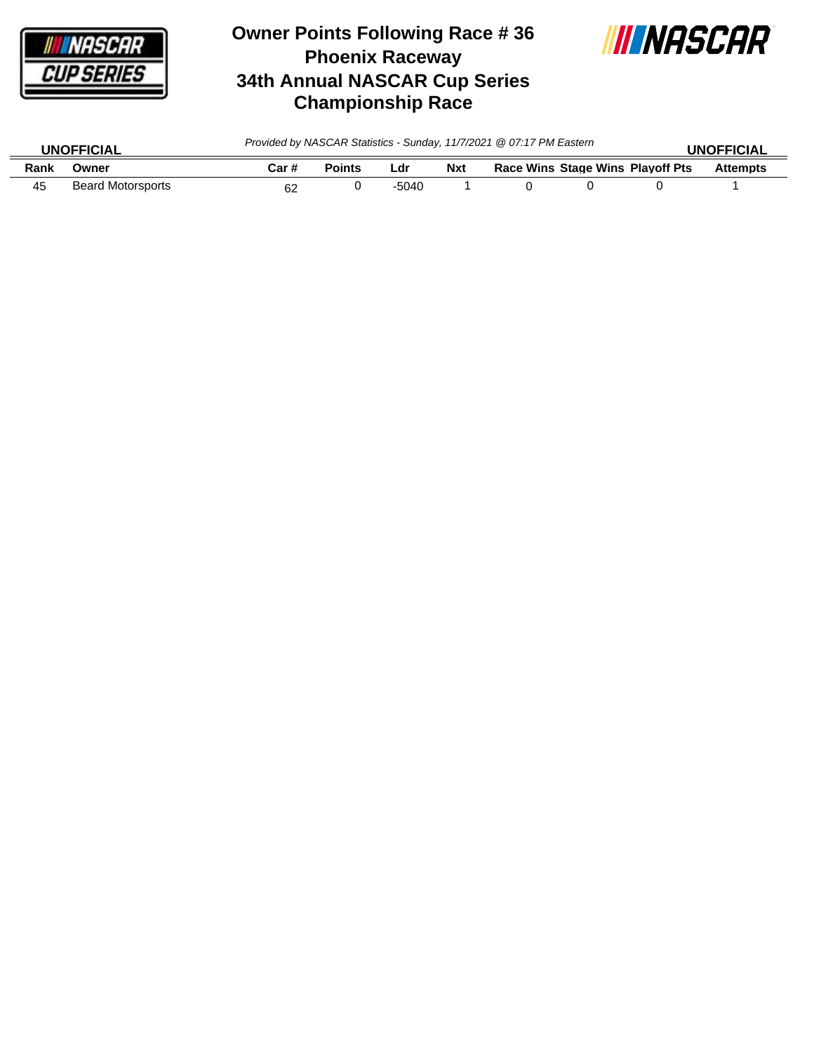# Owner Points Following Race # 36
## Phoenix Raceway
## 34th Annual NASCAR Cup Series Championship Race

**UNOFFICIAL**

*Provided by NASCAR Statistics - Sunday, 11/7/2021 @ 07:17 PM Eastern*

**UNOFFICIAL**

| Rank | Owner | Car # | Points | Ldr | Nxt | Race Wins | Stage Wins | Playoff Pts | Attempts |
|---|---|---|---|---|---|---|---|---|---|
| 45 | Beard Motorsports | 62 | 0 | -5040 | 1 | 0 | 0 | 0 | 1 |